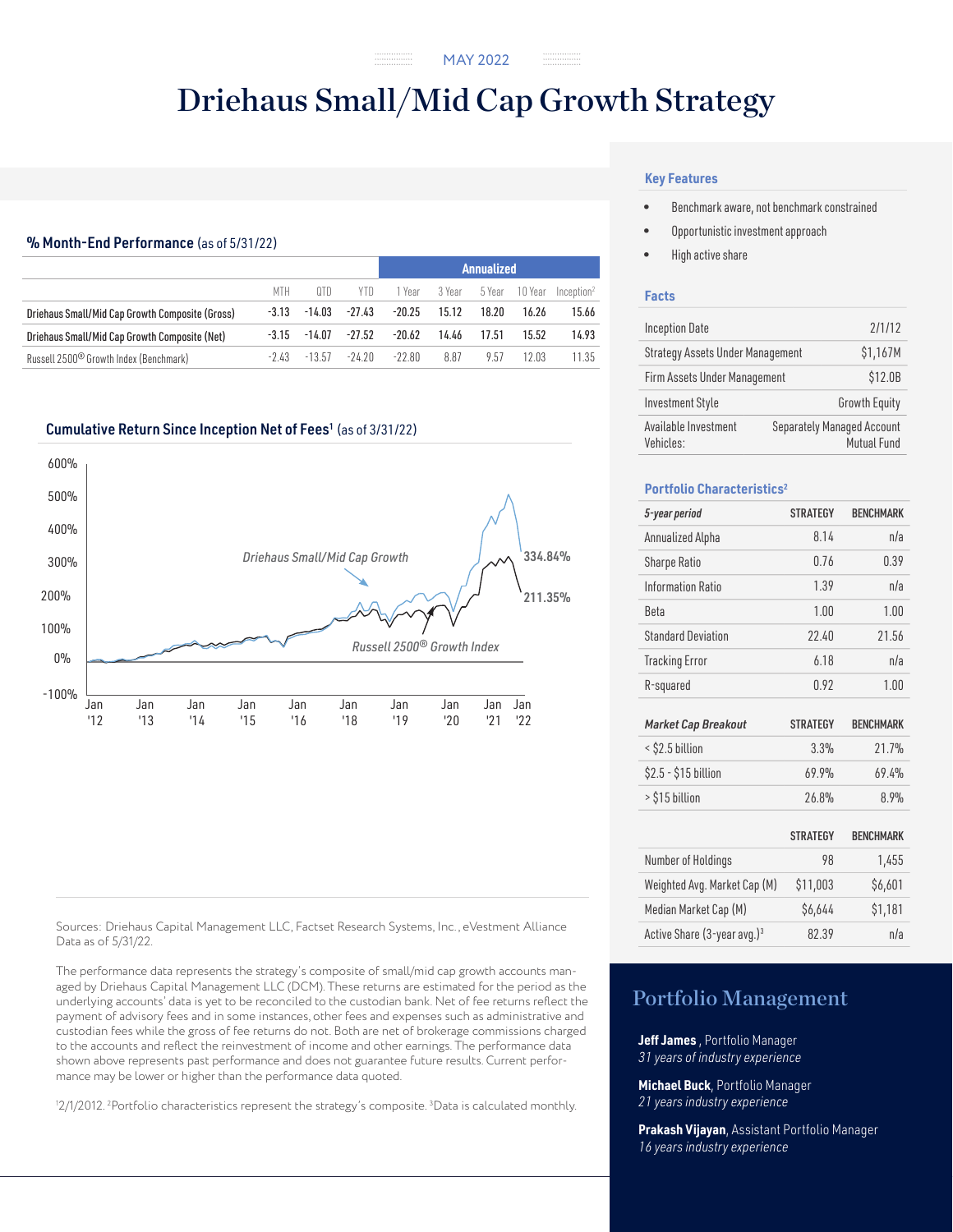MAY 2022

# Driehaus Small/Mid Cap Growth Strategy

## % Month-End Performance (as of 5/31/22)

| | MTH | QTD | YTD | Annualized 1 Year | 3 Year | 5 Year | 10 Year | Inception[2] |
|---|---|---|---|---|---|---|---|---|
| Driehaus Small/Mid Cap Growth Composite (Gross) | -3.13 | -14.03 | -27.43 | -20.25 | 15.12 | 18.20 | 16.26 | 15.66 |
| Driehaus Small/Mid Cap Growth Composite (Net) | -3.15 | -14.07 | -27.52 | -20.62 | 14.46 | 17.51 | 15.52 | 14.93 |
| Russell 2500® Growth Index (Benchmark) | -2.43 | -13.57 | -24.20 | -22.80 | 8.87 | 9.57 | 12.03 | 11.35 |

## Cumulative Return Since Inception Net of Fees[1] (as of 3/31/22)

Driehaus Small/Mid Cap Growth: 334.84%

Russell 2500® Growth Index: 211.35%

Sources: Driehaus Capital Management LLC, Factset Research Systems, Inc., eVestment Alliance Data as of 5/31/22.

The performance data represents the strategy's composite of small/mid cap growth accounts managed by Driehaus Capital Management LLC (DCM). These returns are estimated for the period as the underlying accounts' data is yet to be reconciled to the custodian bank. Net of fee returns reflect the payment of advisory fees and in some instances, other fees and expenses such as administrative and custodian fees while the gross of fee returns do not. Both are net of brokerage commissions charged to the accounts and reflect the reinvestment of income and other earnings. The performance data shown above represents past performance and does not guarantee future results. Current performance may be lower or higher than the performance data quoted.

[1]2/1/2012. [2]Portfolio characteristics represent the strategy's composite. [3]Data is calculated monthly.

## Key Features

- Benchmark aware, not benchmark constrained
- Opportunistic investment approach
- High active share

## Facts

| | |
|---|---|
| Inception Date | 2/1/12 |
| Strategy Assets Under Management | $1,167M |
| Firm Assets Under Management | $12.0B |
| Investment Style | Growth Equity |
| Available Investment Vehicles: | Separately Managed Account, Mutual Fund |

## Portfolio Characteristics[2]

| *5-year period* | STRATEGY | BENCHMARK |
|---|---|---|
| Annualized Alpha | 8.14 | n/a |
| Sharpe Ratio | 0.76 | 0.39 |
| Information Ratio | 1.39 | n/a |
| Beta | 1.00 | 1.00 |
| Standard Deviation | 22.40 | 21.56 |
| Tracking Error | 6.18 | n/a |
| R-squared | 0.92 | 1.00 |

| *Market Cap Breakout* | STRATEGY | BENCHMARK |
|---|---|---|
| < $2.5 billion | 3.3% | 21.7% |
| $2.5 - $15 billion | 69.9% | 69.4% |
| > $15 billion | 26.8% | 8.9% |

| | STRATEGY | BENCHMARK |
|---|---|---|
| Number of Holdings | 98 | 1,455 |
| Weighted Avg. Market Cap (M) | $11,003 | $6,601 |
| Median Market Cap (M) | $6,644 | $1,181 |
| Active Share (3-year avg.)[3] | 82.39 | n/a |

## Portfolio Management

**Jeff James**, Portfolio Manager
*31 years of industry experience*

**Michael Buck**, Portfolio Manager
*21 years industry experience*

**Prakash Vijayan**, Assistant Portfolio Manager
*16 years industry experience*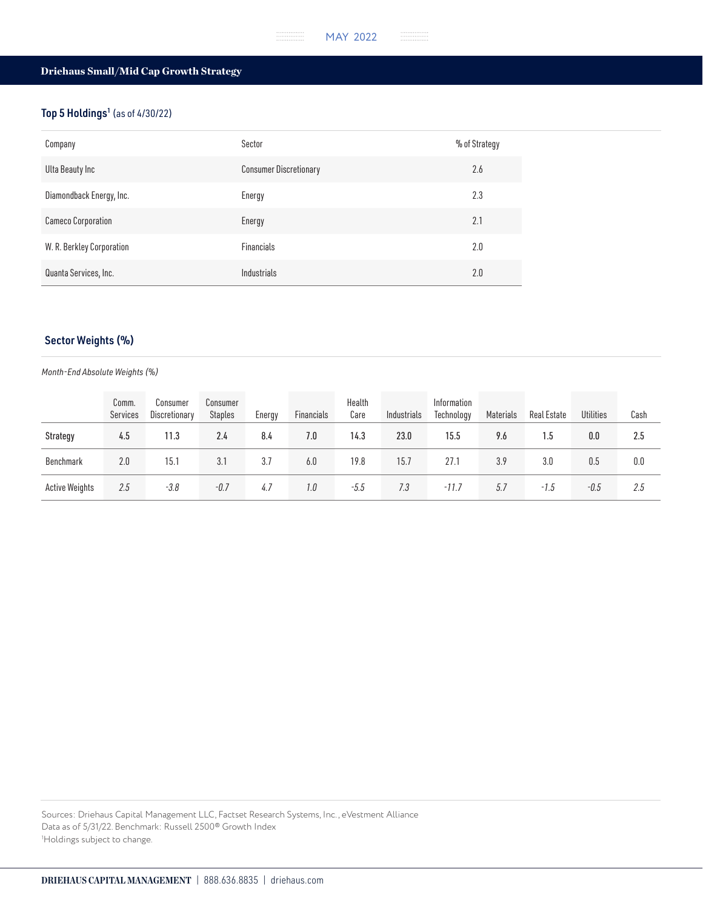## Driehaus Small/Mid Cap Growth Strategy

### Top 5 Holdings[1] (as of 4/30/22)

| Company | Sector | % of Strategy |
|---|---|---|
| Ulta Beauty Inc | Consumer Discretionary | 2.6 |
| Diamondback Energy, Inc. | Energy | 2.3 |
| Cameco Corporation | Energy | 2.1 |
| W. R. Berkley Corporation | Financials | 2.0 |
| Quanta Services, Inc. | Industrials | 2.0 |

### Sector Weights (%)

*Month-End Absolute Weights (%)*

| | Comm. Services | Consumer Discretionary | Consumer Staples | Energy | Financials | Health Care | Industrials | Information Technology | Materials | Real Estate | Utilities | Cash |
|---|---|---|---|---|---|---|---|---|---|---|---|---|
| Strategy | 4.5 | 11.3 | 2.4 | 8.4 | 7.0 | 14.3 | 23.0 | 15.5 | 9.6 | 1.5 | 0.0 | 2.5 |
| Benchmark | 2.0 | 15.1 | 3.1 | 3.7 | 6.0 | 19.8 | 15.7 | 27.1 | 3.9 | 3.0 | 0.5 | 0.0 |
| Active Weights | *2.5* | *-3.8* | *-0.7* | *4.7* | *1.0* | *-5.5* | *7.3* | *-11.7* | *5.7* | *-1.5* | *-0.5* | *2.5* |

Sources: Driehaus Capital Management LLC, Factset Research Systems, Inc., eVestment Alliance
Data as of 5/31/22. Benchmark: Russell 2500® Growth Index
[1]Holdings subject to change.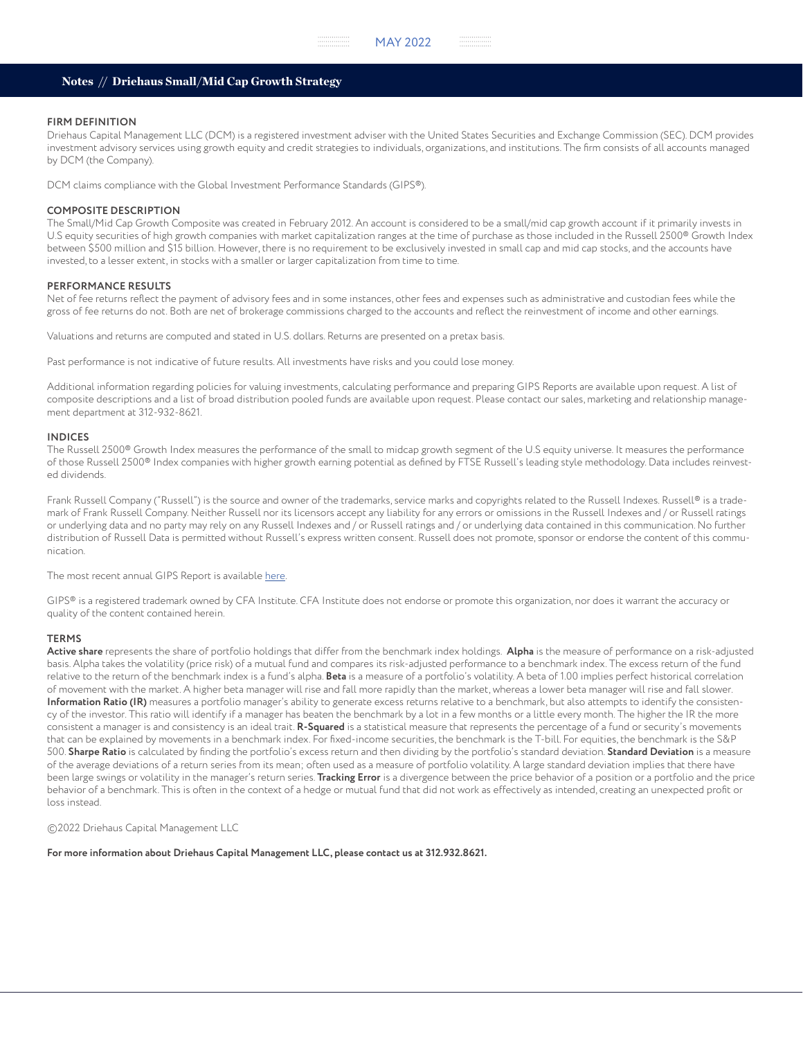## Notes // Driehaus Small/Mid Cap Growth Strategy

**FIRM DEFINITION**

Driehaus Capital Management LLC (DCM) is a registered investment adviser with the United States Securities and Exchange Commission (SEC). DCM provides investment advisory services using growth equity and credit strategies to individuals, organizations, and institutions. The firm consists of all accounts managed by DCM (the Company).

DCM claims compliance with the Global Investment Performance Standards (GIPS®).

**COMPOSITE DESCRIPTION**

The Small/Mid Cap Growth Composite was created in February 2012. An account is considered to be a small/mid cap growth account if it primarily invests in U.S equity securities of high growth companies with market capitalization ranges at the time of purchase as those included in the Russell 2500® Growth Index between $500 million and $15 billion. However, there is no requirement to be exclusively invested in small cap and mid cap stocks, and the accounts have invested, to a lesser extent, in stocks with a smaller or larger capitalization from time to time.

**PERFORMANCE RESULTS**

Net of fee returns reflect the payment of advisory fees and in some instances, other fees and expenses such as administrative and custodian fees while the gross of fee returns do not. Both are net of brokerage commissions charged to the accounts and reflect the reinvestment of income and other earnings.

Valuations and returns are computed and stated in U.S. dollars. Returns are presented on a pretax basis.

Past performance is not indicative of future results. All investments have risks and you could lose money.

Additional information regarding policies for valuing investments, calculating performance and preparing GIPS Reports are available upon request. A list of composite descriptions and a list of broad distribution pooled funds are available upon request. Please contact our sales, marketing and relationship management department at 312-932-8621.

**INDICES**

The Russell 2500® Growth Index measures the performance of the small to midcap growth segment of the U.S equity universe. It measures the performance of those Russell 2500® Index companies with higher growth earning potential as defined by FTSE Russell's leading style methodology. Data includes reinvested dividends.

Frank Russell Company ("Russell") is the source and owner of the trademarks, service marks and copyrights related to the Russell Indexes. Russell® is a trademark of Frank Russell Company. Neither Russell nor its licensors accept any liability for any errors or omissions in the Russell Indexes and / or Russell ratings or underlying data and no party may rely on any Russell Indexes and / or Russell ratings and / or underlying data contained in this communication. No further distribution of Russell Data is permitted without Russell's express written consent. Russell does not promote, sponsor or endorse the content of this communication.

The most recent annual GIPS Report is available here.

GIPS® is a registered trademark owned by CFA Institute. CFA Institute does not endorse or promote this organization, nor does it warrant the accuracy or quality of the content contained herein.

**TERMS**

**Active share** represents the share of portfolio holdings that differ from the benchmark index holdings. **Alpha** is the measure of performance on a risk-adjusted basis. Alpha takes the volatility (price risk) of a mutual fund and compares its risk-adjusted performance to a benchmark index. The excess return of the fund relative to the return of the benchmark index is a fund's alpha. **Beta** is a measure of a portfolio's volatility. A beta of 1.00 implies perfect historical correlation of movement with the market. A higher beta manager will rise and fall more rapidly than the market, whereas a lower beta manager will rise and fall slower. **Information Ratio (IR)** measures a portfolio manager's ability to generate excess returns relative to a benchmark, but also attempts to identify the consistency of the investor. This ratio will identify if a manager has beaten the benchmark by a lot in a few months or a little every month. The higher the IR the more consistent a manager is and consistency is an ideal trait. **R-Squared** is a statistical measure that represents the percentage of a fund or security's movements that can be explained by movements in a benchmark index. For fixed-income securities, the benchmark is the T-bill. For equities, the benchmark is the S&P 500. **Sharpe Ratio** is calculated by finding the portfolio's excess return and then dividing by the portfolio's standard deviation. **Standard Deviation** is a measure of the average deviations of a return series from its mean; often used as a measure of portfolio volatility. A large standard deviation implies that there have been large swings or volatility in the manager's return series. **Tracking Error** is a divergence between the price behavior of a position or a portfolio and the price behavior of a benchmark. This is often in the context of a hedge or mutual fund that did not work as effectively as intended, creating an unexpected profit or loss instead.

©2022 Driehaus Capital Management LLC

**For more information about Driehaus Capital Management LLC, please contact us at 312.932.8621.**